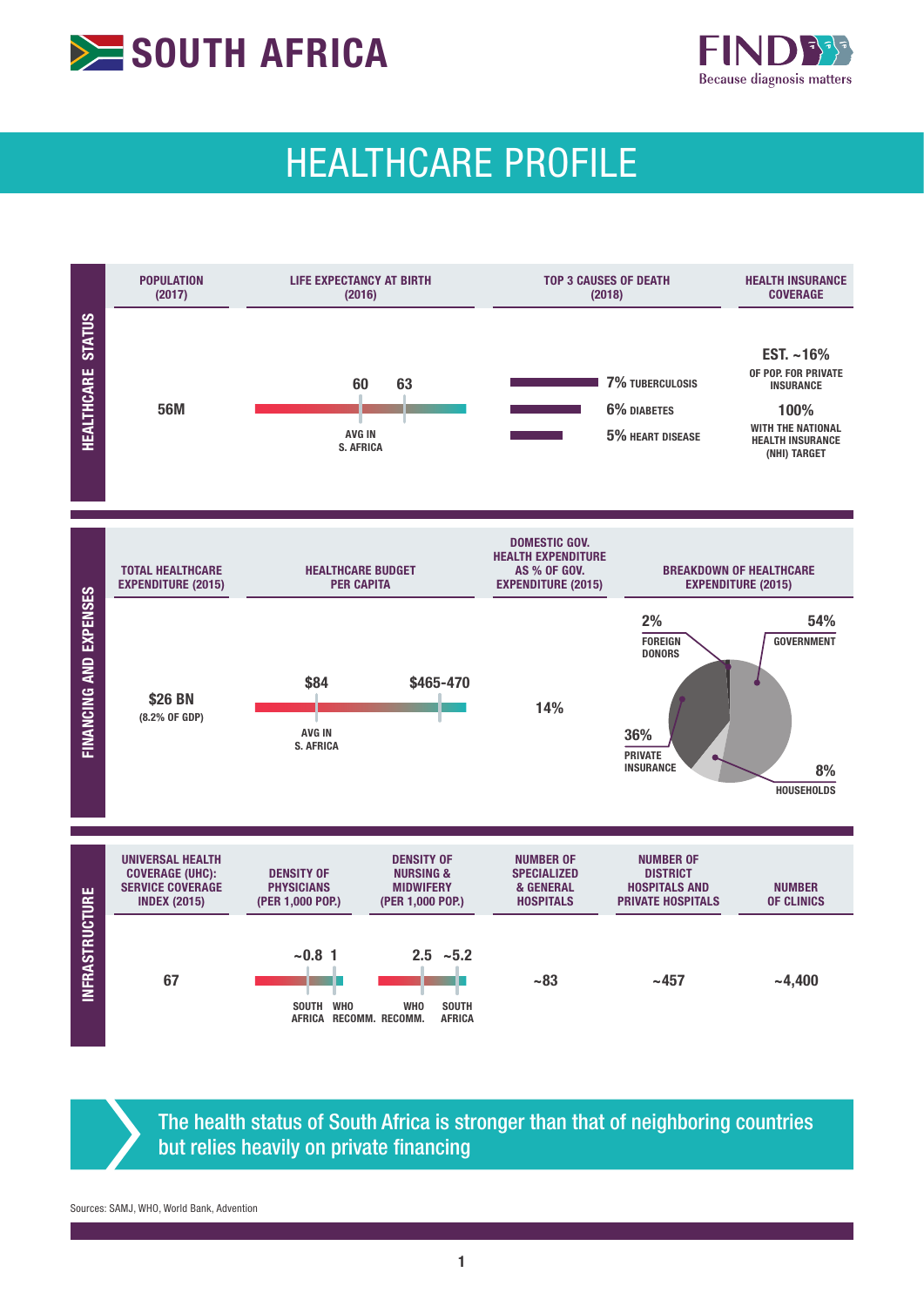# SOUTH AFRICA

FIND — Because diagnosis matters

## HEALTHCARE PROFILE

### HEALTHCARE STATUS

| POPULATION (2017) | LIFE EXPECTANCY AT BIRTH (2016) | TOP 3 CAUSES OF DEATH (2018) | HEALTH INSURANCE COVERAGE |
|---|---|---|---|
| 56M | 60 (AVG IN S. AFRICA) – 63 | 7% TUBERCULOSIS<br>6% DIABETES<br>5% HEART DISEASE | EST. ~16% OF POP. FOR PRIVATE INSURANCE<br>100% WITH THE NATIONAL HEALTH INSURANCE (NHI) TARGET |

### FINANCING AND EXPENSES

| TOTAL HEALTHCARE EXPENDITURE (2015) | HEALTHCARE BUDGET PER CAPITA | DOMESTIC GOV. HEALTH EXPENDITURE AS % OF GOV. EXPENDITURE (2015) | BREAKDOWN OF HEALTHCARE EXPENDITURE (2015) |
|---|---|---|---|
| $26 BN (8.2% OF GDP) | $84 (AVG IN S. AFRICA) – $465-470 | 14% | 54% GOVERNMENT<br>36% PRIVATE INSURANCE<br>8% HOUSEHOLDS<br>2% FOREIGN DONORS |

### INFRASTRUCTURE

| UNIVERSAL HEALTH COVERAGE (UHC): SERVICE COVERAGE INDEX (2015) | DENSITY OF PHYSICIANS (PER 1,000 POP.) | DENSITY OF NURSING & MIDWIFERY (PER 1,000 POP.) | NUMBER OF SPECIALIZED & GENERAL HOSPITALS | NUMBER OF DISTRICT HOSPITALS AND PRIVATE HOSPITALS | NUMBER OF CLINICS |
|---|---|---|---|---|---|
| 67 | ~0.8 SOUTH AFRICA<br>1 WHO RECOMM. | 2.5 WHO RECOMM.<br>~5.2 SOUTH AFRICA | ~83 | ~457 | ~4,400 |

**The health status of South Africa is stronger than that of neighboring countries but relies heavily on private financing**

Sources: SAMJ, WHO, World Bank, Advention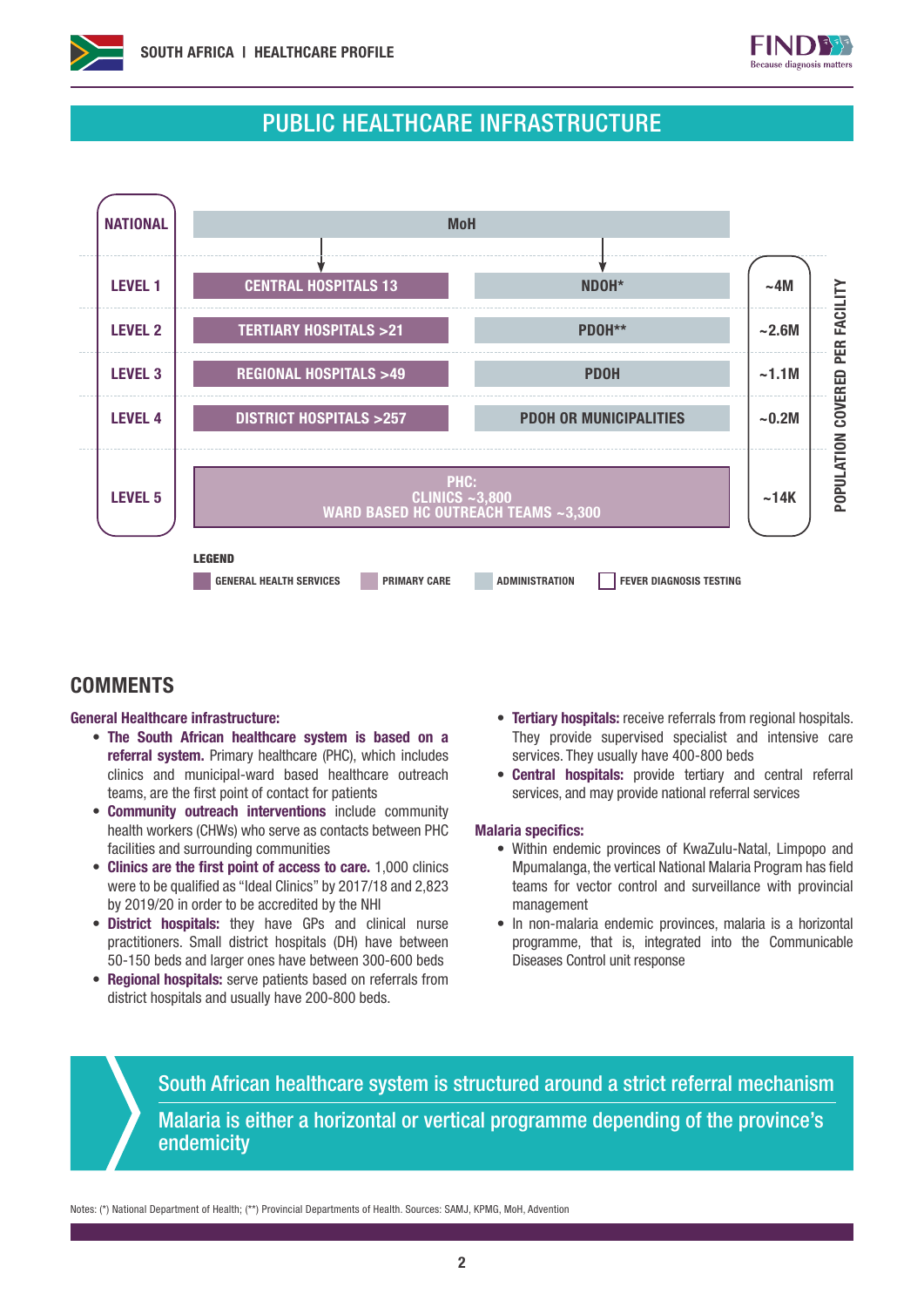# PUBLIC HEALTHCARE INFRASTRUCTURE

| Level | General health services | Administration | Population covered per facility |
|---|---|---|---|
| NATIONAL | MoH | | |
| LEVEL 1 | CENTRAL HOSPITALS 13 | NDOH* | ~4M |
| LEVEL 2 | TERTIARY HOSPITALS >21 | PDOH** | ~2.6M |
| LEVEL 3 | REGIONAL HOSPITALS >49 | PDOH | ~1.1M |
| LEVEL 4 | DISTRICT HOSPITALS >257 | PDOH OR MUNICIPALITIES | ~0.2M |
| LEVEL 5 | PHC: CLINICS ~3,800; WARD BASED HC OUTREACH TEAMS ~3,300 | | ~14K |

**LEGEND**: GENERAL HEALTH SERVICES; PRIMARY CARE; ADMINISTRATION; FEVER DIAGNOSIS TESTING

## COMMENTS

**General Healthcare infrastructure:**

- **The South African healthcare system is based on a referral system.** Primary healthcare (PHC), which includes clinics and municipal-ward based healthcare outreach teams, are the first point of contact for patients
- **Community outreach interventions** include community health workers (CHWs) who serve as contacts between PHC facilities and surrounding communities
- **Clinics are the first point of access to care.** 1,000 clinics were to be qualified as "Ideal Clinics" by 2017/18 and 2,823 by 2019/20 in order to be accredited by the NHI
- **District hospitals:** they have GPs and clinical nurse practitioners. Small district hospitals (DH) have between 50-150 beds and larger ones have between 300-600 beds
- **Regional hospitals:** serve patients based on referrals from district hospitals and usually have 200-800 beds.
- **Tertiary hospitals:** receive referrals from regional hospitals. They provide supervised specialist and intensive care services. They usually have 400-800 beds
- **Central hospitals:** provide tertiary and central referral services, and may provide national referral services

**Malaria specifics:**

- Within endemic provinces of KwaZulu-Natal, Limpopo and Mpumalanga, the vertical National Malaria Program has field teams for vector control and surveillance with provincial management
- In non-malaria endemic provinces, malaria is a horizontal programme, that is, integrated into the Communicable Diseases Control unit response

South African healthcare system is structured around a strict referral mechanism

Malaria is either a horizontal or vertical programme depending of the province's endemicity

Notes: (*) National Department of Health; (**) Provincial Departments of Health. Sources: SAMJ, KPMG, MoH, Advention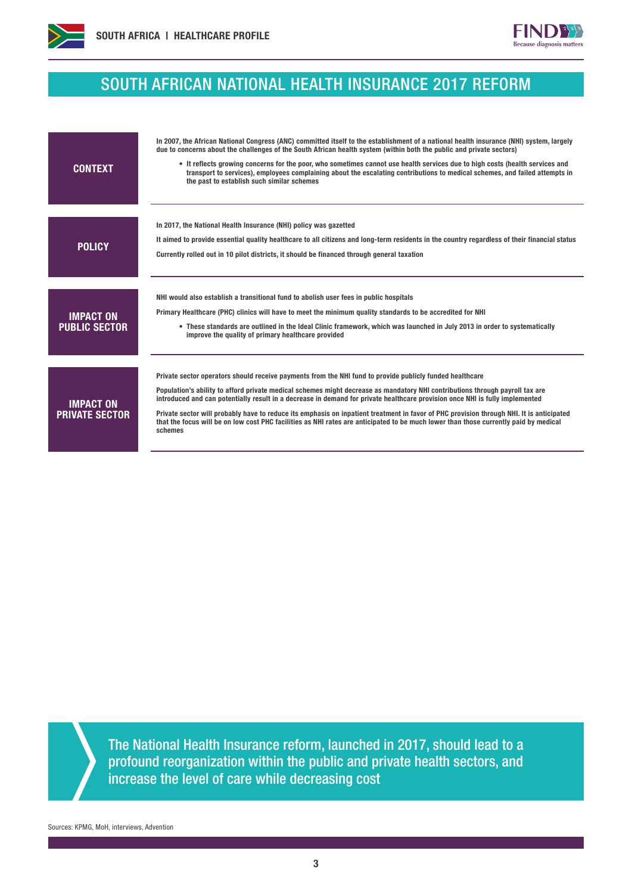# SOUTH AFRICAN NATIONAL HEALTH INSURANCE 2017 REFORM

## CONTEXT

In 2007, the African National Congress (ANC) committed itself to the establishment of a national health insurance (NHI) system, largely due to concerns about the challenges of the South African health system (within both the public and private sectors)

- It reflects growing concerns for the poor, who sometimes cannot use health services due to high costs (health services and transport to services), employees complaining about the escalating contributions to medical schemes, and failed attempts in the past to establish such similar schemes

## POLICY

In 2017, the National Health Insurance (NHI) policy was gazetted

It aimed to provide essential quality healthcare to all citizens and long-term residents in the country regardless of their financial status

Currently rolled out in 10 pilot districts, it should be financed through general taxation

## IMPACT ON PUBLIC SECTOR

NHI would also establish a transitional fund to abolish user fees in public hospitals

Primary Healthcare (PHC) clinics will have to meet the minimum quality standards to be accredited for NHI

- These standards are outlined in the Ideal Clinic framework, which was launched in July 2013 in order to systematically improve the quality of primary healthcare provided

## IMPACT ON PRIVATE SECTOR

Private sector operators should receive payments from the NHI fund to provide publicly funded healthcare

Population's ability to afford private medical schemes might decrease as mandatory NHI contributions through payroll tax are introduced and can potentially result in a decrease in demand for private healthcare provision once NHI is fully implemented

Private sector will probably have to reduce its emphasis on inpatient treatment in favor of PHC provision through NHI. It is anticipated that the focus will be on low cost PHC facilities as NHI rates are anticipated to be much lower than those currently paid by medical schemes

> The National Health Insurance reform, launched in 2017, should lead to a profound reorganization within the public and private health sectors, and increase the level of care while decreasing cost

Sources: KPMG, MoH, interviews, Advention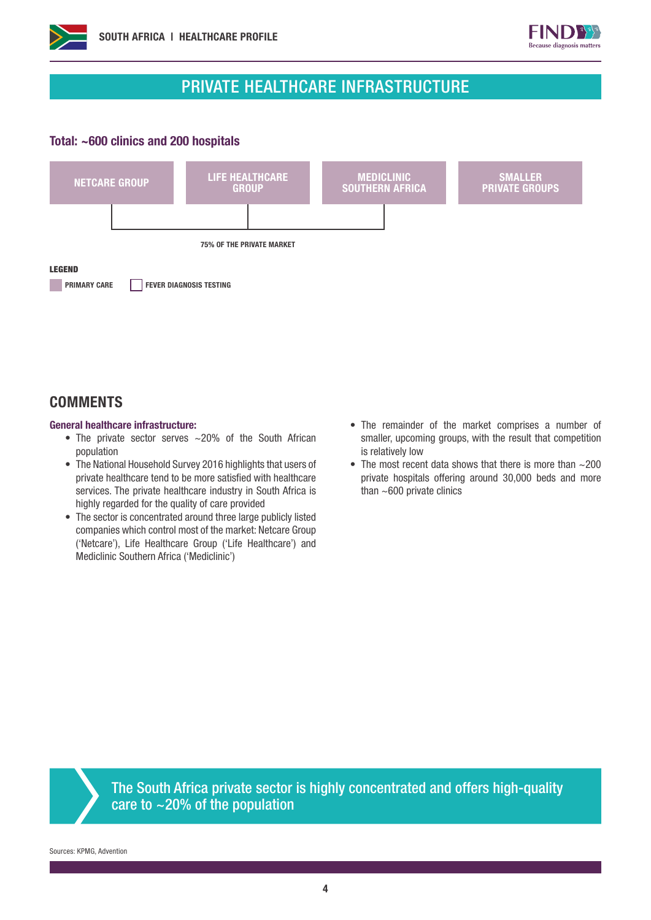## PRIVATE HEALTHCARE INFRASTRUCTURE

**Total: ~600 clinics and 200 hospitals**

NETCARE GROUP | LIFE HEALTHCARE GROUP | MEDICLINIC SOUTHERN AFRICA | SMALLER PRIVATE GROUPS

75% OF THE PRIVATE MARKET

**LEGEND**

PRIMARY CARE | FEVER DIAGNOSIS TESTING

## COMMENTS

**General healthcare infrastructure:**

- The private sector serves ~20% of the South African population
- The National Household Survey 2016 highlights that users of private healthcare tend to be more satisfied with healthcare services. The private healthcare industry in South Africa is highly regarded for the quality of care provided
- The sector is concentrated around three large publicly listed companies which control most of the market: Netcare Group ('Netcare'), Life Healthcare Group ('Life Healthcare') and Mediclinic Southern Africa ('Mediclinic')
- The remainder of the market comprises a number of smaller, upcoming groups, with the result that competition is relatively low
- The most recent data shows that there is more than ~200 private hospitals offering around 30,000 beds and more than ~600 private clinics

The South Africa private sector is highly concentrated and offers high-quality care to ~20% of the population

Sources: KPMG, Advention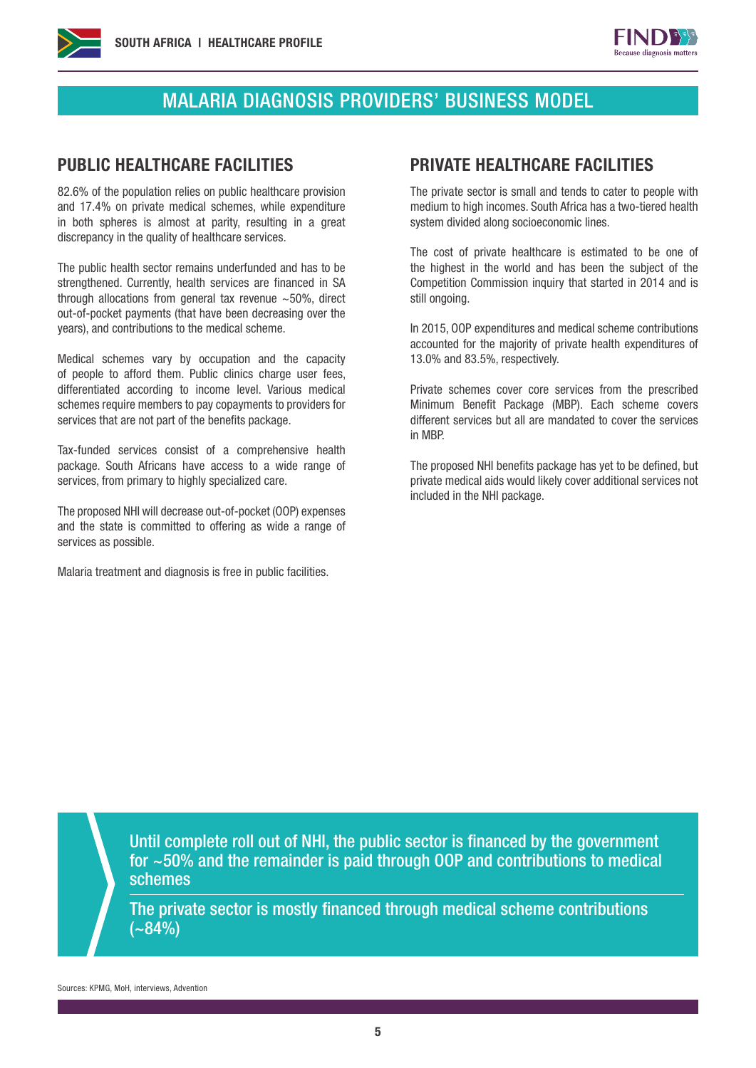# MALARIA DIAGNOSIS PROVIDERS' BUSINESS MODEL

## PUBLIC HEALTHCARE FACILITIES

82.6% of the population relies on public healthcare provision and 17.4% on private medical schemes, while expenditure in both spheres is almost at parity, resulting in a great discrepancy in the quality of healthcare services.

The public health sector remains underfunded and has to be strengthened. Currently, health services are financed in SA through allocations from general tax revenue ~50%, direct out-of-pocket payments (that have been decreasing over the years), and contributions to the medical scheme.

Medical schemes vary by occupation and the capacity of people to afford them. Public clinics charge user fees, differentiated according to income level. Various medical schemes require members to pay copayments to providers for services that are not part of the benefits package.

Tax-funded services consist of a comprehensive health package. South Africans have access to a wide range of services, from primary to highly specialized care.

The proposed NHI will decrease out-of-pocket (OOP) expenses and the state is committed to offering as wide a range of services as possible.

Malaria treatment and diagnosis is free in public facilities.

## PRIVATE HEALTHCARE FACILITIES

The private sector is small and tends to cater to people with medium to high incomes. South Africa has a two-tiered health system divided along socioeconomic lines.

The cost of private healthcare is estimated to be one of the highest in the world and has been the subject of the Competition Commission inquiry that started in 2014 and is still ongoing.

In 2015, OOP expenditures and medical scheme contributions accounted for the majority of private health expenditures of 13.0% and 83.5%, respectively.

Private schemes cover core services from the prescribed Minimum Benefit Package (MBP). Each scheme covers different services but all are mandated to cover the services in MBP.

The proposed NHI benefits package has yet to be defined, but private medical aids would likely cover additional services not included in the NHI package.

Until complete roll out of NHI, the public sector is financed by the government for ~50% and the remainder is paid through OOP and contributions to medical schemes

The private sector is mostly financed through medical scheme contributions (~84%)

Sources: KPMG, MoH, interviews, Advention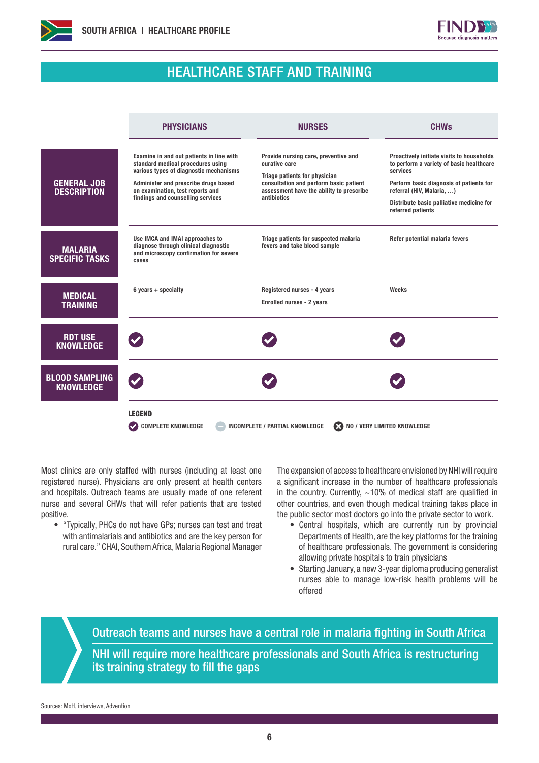## HEALTHCARE STAFF AND TRAINING

| | PHYSICIANS | NURSES | CHWs |
|---|---|---|---|
| **GENERAL JOB DESCRIPTION** | Examine in and out patients in line with standard medical procedures using various types of diagnostic mechanisms<br><br>Administer and prescribe drugs based on examination, test reports and findings and counselling services | Provide nursing care, preventive and curative care<br><br>Triage for physician consultation and perform basic patient assessment have the ability to prescribe antibiotics | Proactively initiate visits to households to perform a variety of basic healthcare services<br><br>Perform basic diagnosis of patients for referral (HIV, Malaria, …)<br><br>Distribute basic palliative medicine for referred patients |
| **MALARIA SPECIFIC TASKS** | Use IMCA and IMAI approaches to diagnose through clinical diagnostic and microscopy confirmation for severe cases | Triage patients for suspected malaria fevers and take blood sample | Refer potential malaria fevers |
| **MEDICAL TRAINING** | 6 years + specialty | Registered nurses - 4 years<br><br>Enrolled nurses - 2 years | Weeks |
| **RDT USE KNOWLEDGE** | ✔ | ✔ | ✔ |
| **BLOOD SAMPLING KNOWLEDGE** | ✔ | ✔ | ✔ |

**LEGEND**
✔ COMPLETE KNOWLEDGE — INCOMPLETE / PARTIAL KNOWLEDGE ✖ NO / VERY LIMITED KNOWLEDGE

Most clinics are only staffed with nurses (including at least one registered nurse). Physicians are only present at health centers and hospitals. Outreach teams are usually made of one referent nurse and several CHWs that will refer patients that are tested positive.

- "Typically, PHCs do not have GPs; nurses can test and treat with antimalarials and antibiotics and are the key person for rural care." CHAI, Southern Africa, Malaria Regional Manager

The expansion of access to healthcare envisioned by NHI will require a significant increase in the number of healthcare professionals in the country. Currently, ~10% of medical staff are qualified in other countries, and even though medical training takes place in the public sector most doctors go into the private sector to work.

- Central hospitals, which are currently run by provincial Departments of Health, are the key platforms for the training of healthcare professionals. The government is considering allowing private hospitals to train physicians
- Starting January, a new 3-year diploma producing generalist nurses able to manage low-risk health problems will be offered

**Outreach teams and nurses have a central role in malaria fighting in South Africa**

**NHI will require more healthcare professionals and South Africa is restructuring its training strategy to fill the gaps**

Sources: MoH, interviews, Advention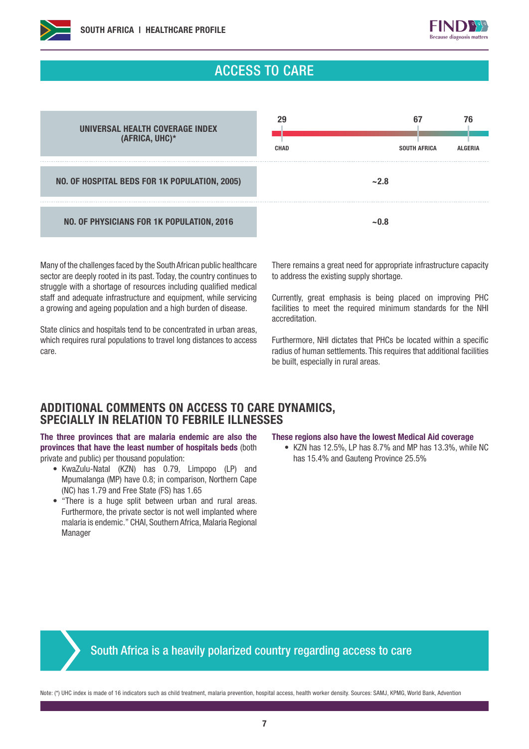# ACCESS TO CARE

UNIVERSAL HEALTH COVERAGE INDEX (AFRICA, UHC)*

29
CHAD

67
SOUTH AFRICA

76
ALGERIA

NO. OF HOSPITAL BEDS FOR 1K POPULATION, 2005)

~2.8

NO. OF PHYSICIANS FOR 1K POPULATION, 2016

~0.8

Many of the challenges faced by the South African public healthcare sector are deeply rooted in its past. Today, the country continues to struggle with a shortage of resources including qualified medical staff and adequate infrastructure and equipment, while servicing a growing and ageing population and a high burden of disease.

State clinics and hospitals tend to be concentrated in urban areas, which requires rural populations to travel long distances to access care.

There remains a great need for appropriate infrastructure capacity to address the existing supply shortage.

Currently, great emphasis is being placed on improving PHC facilities to meet the required minimum standards for the NHI accreditation.

Furthermore, NHI dictates that PHCs be located within a specific radius of human settlements. This requires that additional facilities be built, especially in rural areas.

## ADDITIONAL COMMENTS ON ACCESS TO CARE DYNAMICS, SPECIALLY IN RELATION TO FEBRILE ILLNESSES

**The three provinces that are malaria endemic are also the provinces that have the least number of hospitals beds** (both private and public) per thousand population:

- KwaZulu-Natal (KZN) has 0.79, Limpopo (LP) and Mpumalanga (MP) have 0.8; in comparison, Northern Cape (NC) has 1.79 and Free State (FS) has 1.65
- "There is a huge split between urban and rural areas. Furthermore, the private sector is not well implanted where malaria is endemic." CHAI, Southern Africa, Malaria Regional Manager

**These regions also have the lowest Medical Aid coverage**

- KZN has 12.5%, LP has 8.7% and MP has 13.3%, while NC has 15.4% and Gauteng Province 25.5%

South Africa is a heavily polarized country regarding access to care

Note: (*) UHC index is made of 16 indicators such as child treatment, malaria prevention, hospital access, health worker density. Sources: SAMJ, KPMG, World Bank, Advention